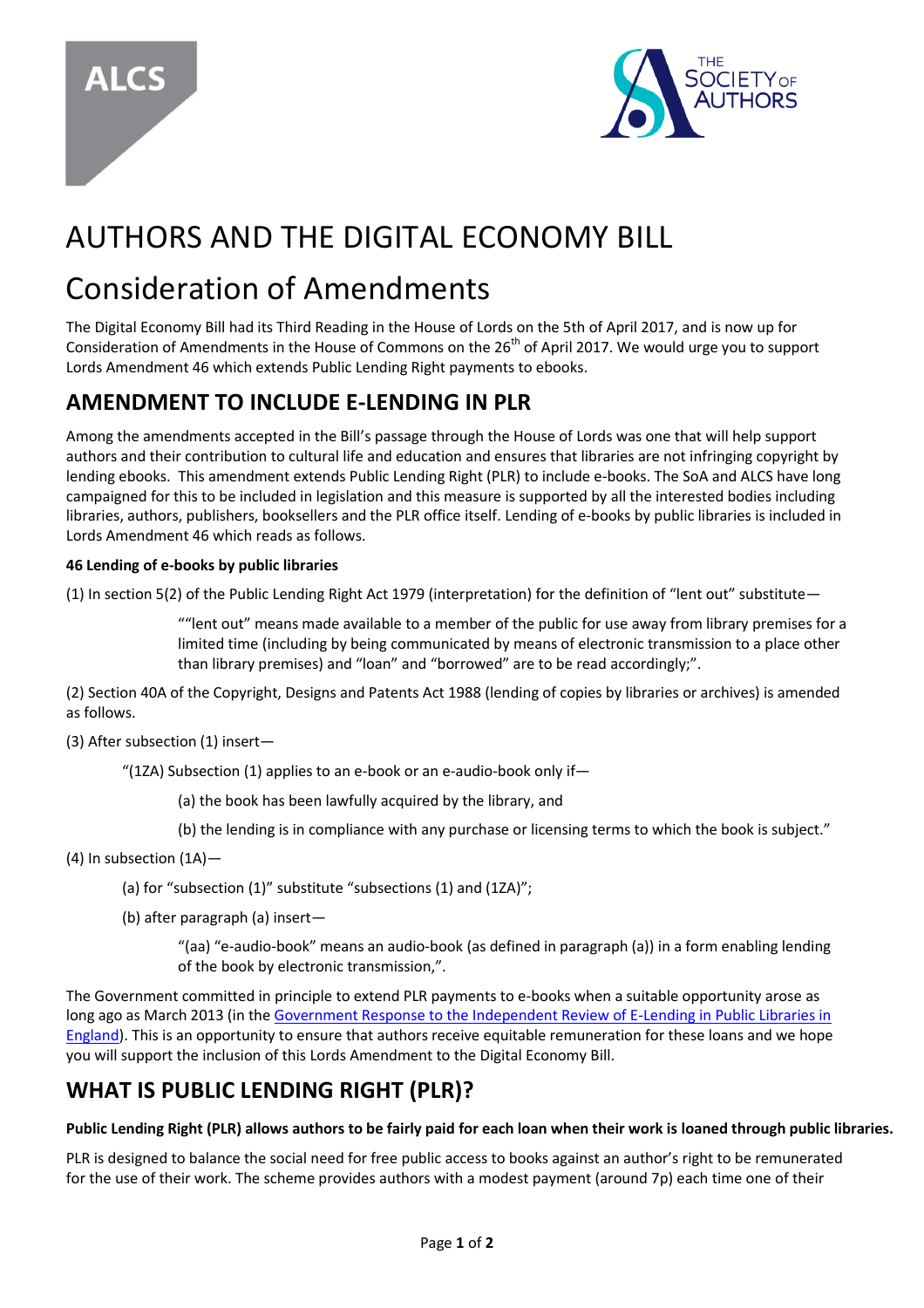# AUTHORS AND THE DIGITAL ECONOMY BILL

# Consideration of Amendments

The Digital Economy Bill had its Third Reading in the House of Lords on the 5th of April 2017, and is now up for Consideration of Amendments in the House of Commons on the 26th of April 2017. We would urge you to support Lords Amendment 46 which extends Public Lending Right payments to ebooks.

## AMENDMENT TO INCLUDE E-LENDING IN PLR

Among the amendments accepted in the Bill's passage through the House of Lords was one that will help support authors and their contribution to cultural life and education and ensures that libraries are not infringing copyright by lending ebooks. This amendment extends Public Lending Right (PLR) to include e-books. The SoA and ALCS have long campaigned for this to be included in legislation and this measure is supported by all the interested bodies including libraries, authors, publishers, booksellers and the PLR office itself. Lending of e-books by public libraries is included in Lords Amendment 46 which reads as follows.

**46 Lending of e-books by public libraries**

(1) In section 5(2) of the Public Lending Right Act 1979 (interpretation) for the definition of "lent out" substitute—

> ""lent out" means made available to a member of the public for use away from library premises for a limited time (including by being communicated by means of electronic transmission to a place other than library premises) and "loan" and "borrowed" are to be read accordingly;".

(2) Section 40A of the Copyright, Designs and Patents Act 1988 (lending of copies by libraries or archives) is amended as follows.

(3) After subsection (1) insert—

> "(1ZA) Subsection (1) applies to an e-book or an e-audio-book only if—
>
> (a) the book has been lawfully acquired by the library, and
>
> (b) the lending is in compliance with any purchase or licensing terms to which the book is subject."

(4) In subsection (1A)—

> (a) for "subsection (1)" substitute "subsections (1) and (1ZA)";
>
> (b) after paragraph (a) insert—
>
> "(aa) "e-audio-book" means an audio-book (as defined in paragraph (a)) in a form enabling lending of the book by electronic transmission,".

The Government committed in principle to extend PLR payments to e-books when a suitable opportunity arose as long ago as March 2013 (in the Government Response to the Independent Review of E-Lending in Public Libraries in England). This is an opportunity to ensure that authors receive equitable remuneration for these loans and we hope you will support the inclusion of this Lords Amendment to the Digital Economy Bill.

## WHAT IS PUBLIC LENDING RIGHT (PLR)?

**Public Lending Right (PLR) allows authors to be fairly paid for each loan when their work is loaned through public libraries.**

PLR is designed to balance the social need for free public access to books against an author's right to be remunerated for the use of their work. The scheme provides authors with a modest payment (around 7p) each time one of their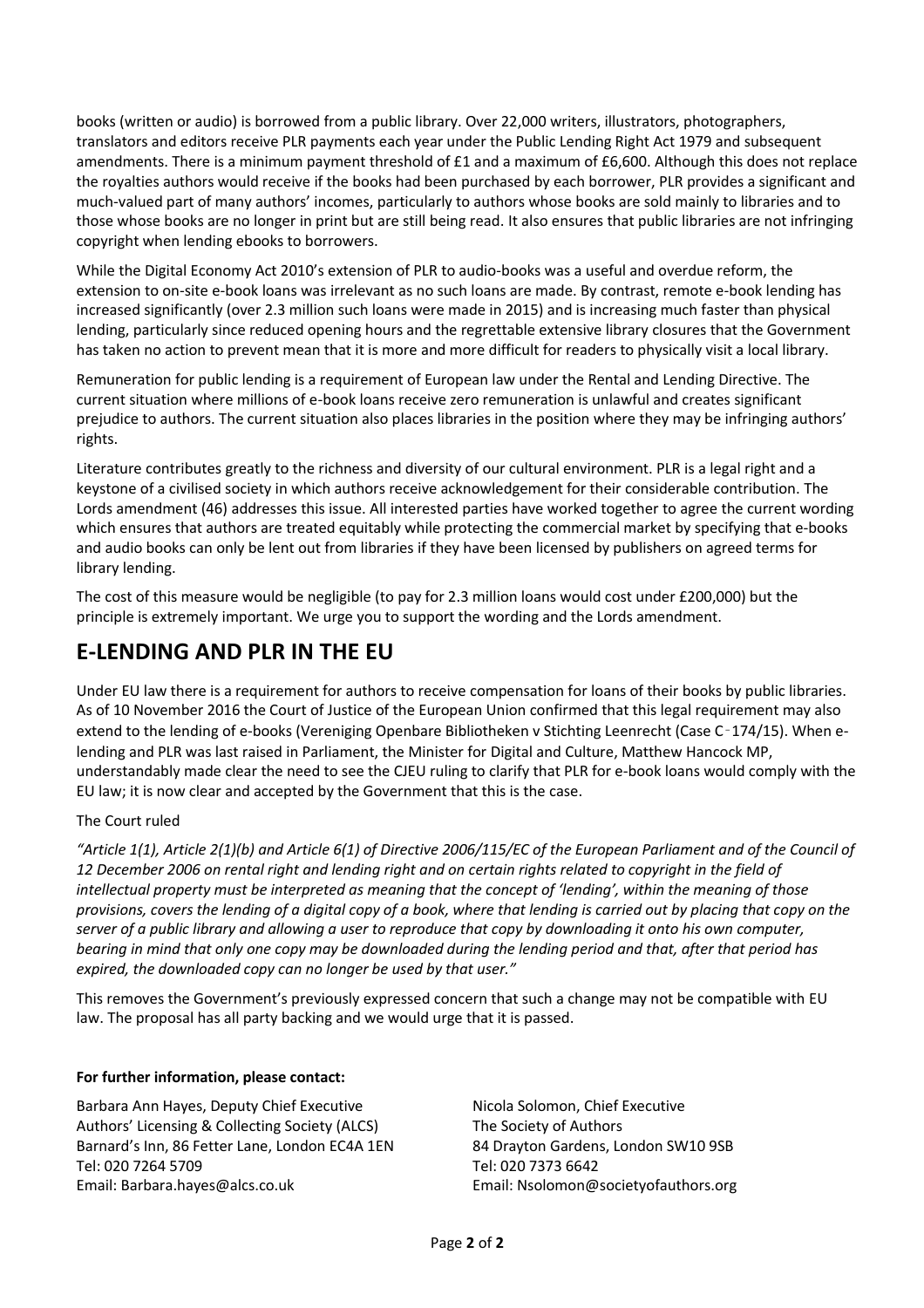books (written or audio) is borrowed from a public library. Over 22,000 writers, illustrators, photographers, translators and editors receive PLR payments each year under the Public Lending Right Act 1979 and subsequent amendments. There is a minimum payment threshold of £1 and a maximum of £6,600. Although this does not replace the royalties authors would receive if the books had been purchased by each borrower, PLR provides a significant and much-valued part of many authors' incomes, particularly to authors whose books are sold mainly to libraries and to those whose books are no longer in print but are still being read. It also ensures that public libraries are not infringing copyright when lending ebooks to borrowers.

While the Digital Economy Act 2010's extension of PLR to audio-books was a useful and overdue reform, the extension to on-site e-book loans was irrelevant as no such loans are made. By contrast, remote e-book lending has increased significantly (over 2.3 million such loans were made in 2015) and is increasing much faster than physical lending, particularly since reduced opening hours and the regrettable extensive library closures that the Government has taken no action to prevent mean that it is more and more difficult for readers to physically visit a local library.

Remuneration for public lending is a requirement of European law under the Rental and Lending Directive. The current situation where millions of e-book loans receive zero remuneration is unlawful and creates significant prejudice to authors. The current situation also places libraries in the position where they may be infringing authors' rights.

Literature contributes greatly to the richness and diversity of our cultural environment. PLR is a legal right and a keystone of a civilised society in which authors receive acknowledgement for their considerable contribution. The Lords amendment (46) addresses this issue. All interested parties have worked together to agree the current wording which ensures that authors are treated equitably while protecting the commercial market by specifying that e-books and audio books can only be lent out from libraries if they have been licensed by publishers on agreed terms for library lending.

The cost of this measure would be negligible (to pay for 2.3 million loans would cost under £200,000) but the principle is extremely important. We urge you to support the wording and the Lords amendment.

## E-LENDING AND PLR IN THE EU

Under EU law there is a requirement for authors to receive compensation for loans of their books by public libraries. As of 10 November 2016 the Court of Justice of the European Union confirmed that this legal requirement may also extend to the lending of e-books (Vereniging Openbare Bibliotheken v Stichting Leenrecht (Case C-174/15). When e-lending and PLR was last raised in Parliament, the Minister for Digital and Culture, Matthew Hancock MP, understandably made clear the need to see the CJEU ruling to clarify that PLR for e-book loans would comply with the EU law; it is now clear and accepted by the Government that this is the case.

The Court ruled

*"Article 1(1), Article 2(1)(b) and Article 6(1) of Directive 2006/115/EC of the European Parliament and of the Council of 12 December 2006 on rental right and lending right and on certain rights related to copyright in the field of intellectual property must be interpreted as meaning that the concept of 'lending', within the meaning of those provisions, covers the lending of a digital copy of a book, where that lending is carried out by placing that copy on the server of a public library and allowing a user to reproduce that copy by downloading it onto his own computer, bearing in mind that only one copy may be downloaded during the lending period and that, after that period has expired, the downloaded copy can no longer be used by that user."*

This removes the Government's previously expressed concern that such a change may not be compatible with EU law. The proposal has all party backing and we would urge that it is passed.

**For further information, please contact:**

Barbara Ann Hayes, Deputy Chief Executive
Authors' Licensing & Collecting Society (ALCS)
Barnard's Inn, 86 Fetter Lane, London EC4A 1EN
Tel: 020 7264 5709
Email: Barbara.hayes@alcs.co.uk

Nicola Solomon, Chief Executive
The Society of Authors
84 Drayton Gardens, London SW10 9SB
Tel: 020 7373 6642
Email: Nsolomon@societyofauthors.org